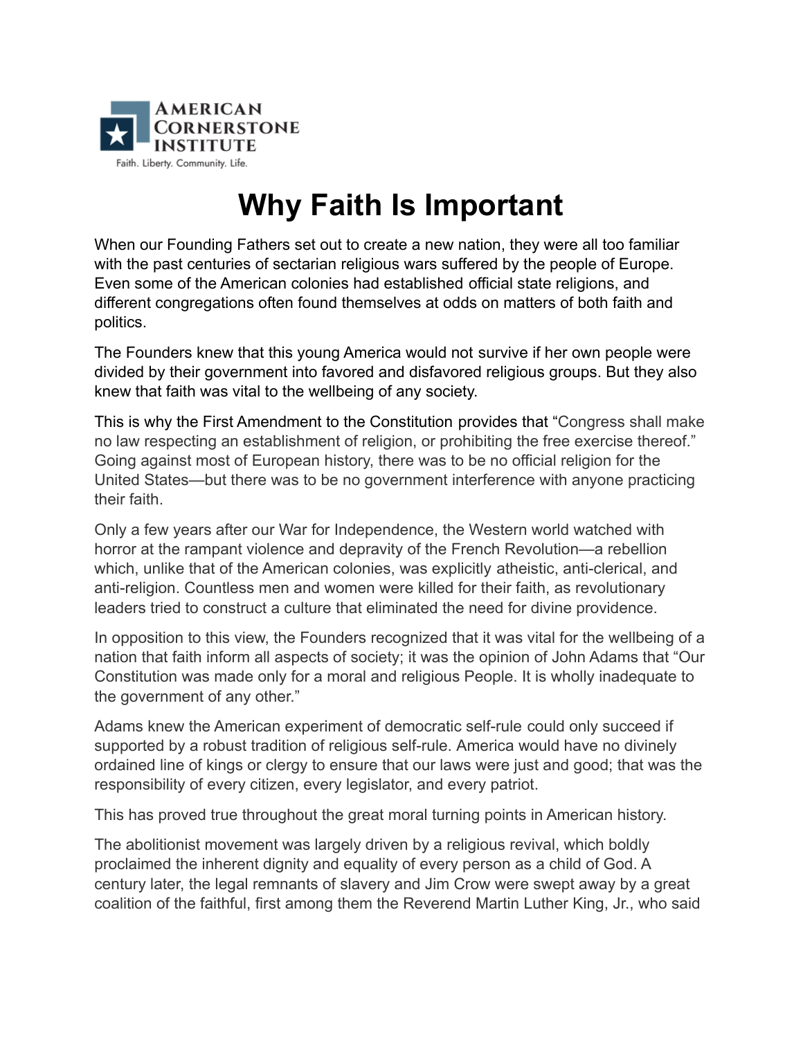AMERICAN CORNERSTONE INSTITUTE

Faith. Liberty. Community. Life.

# Why Faith Is Important

When our Founding Fathers set out to create a new nation, they were all too familiar with the past centuries of sectarian religious wars suffered by the people of Europe. Even some of the American colonies had established official state religions, and different congregations often found themselves at odds on matters of both faith and politics.

The Founders knew that this young America would not survive if her own people were divided by their government into favored and disfavored religious groups. But they also knew that faith was vital to the wellbeing of any society.

This is why the First Amendment to the Constitution provides that "Congress shall make no law respecting an establishment of religion, or prohibiting the free exercise thereof." Going against most of European history, there was to be no official religion for the United States—but there was to be no government interference with anyone practicing their faith.

Only a few years after our War for Independence, the Western world watched with horror at the rampant violence and depravity of the French Revolution—a rebellion which, unlike that of the American colonies, was explicitly atheistic, anti-clerical, and anti-religion. Countless men and women were killed for their faith, as revolutionary leaders tried to construct a culture that eliminated the need for divine providence.

In opposition to this view, the Founders recognized that it was vital for the wellbeing of a nation that faith inform all aspects of society; it was the opinion of John Adams that "Our Constitution was made only for a moral and religious People. It is wholly inadequate to the government of any other."

Adams knew the American experiment of democratic self-rule could only succeed if supported by a robust tradition of religious self-rule. America would have no divinely ordained line of kings or clergy to ensure that our laws were just and good; that was the responsibility of every citizen, every legislator, and every patriot.

This has proved true throughout the great moral turning points in American history.

The abolitionist movement was largely driven by a religious revival, which boldly proclaimed the inherent dignity and equality of every person as a child of God. A century later, the legal remnants of slavery and Jim Crow were swept away by a great coalition of the faithful, first among them the Reverend Martin Luther King, Jr., who said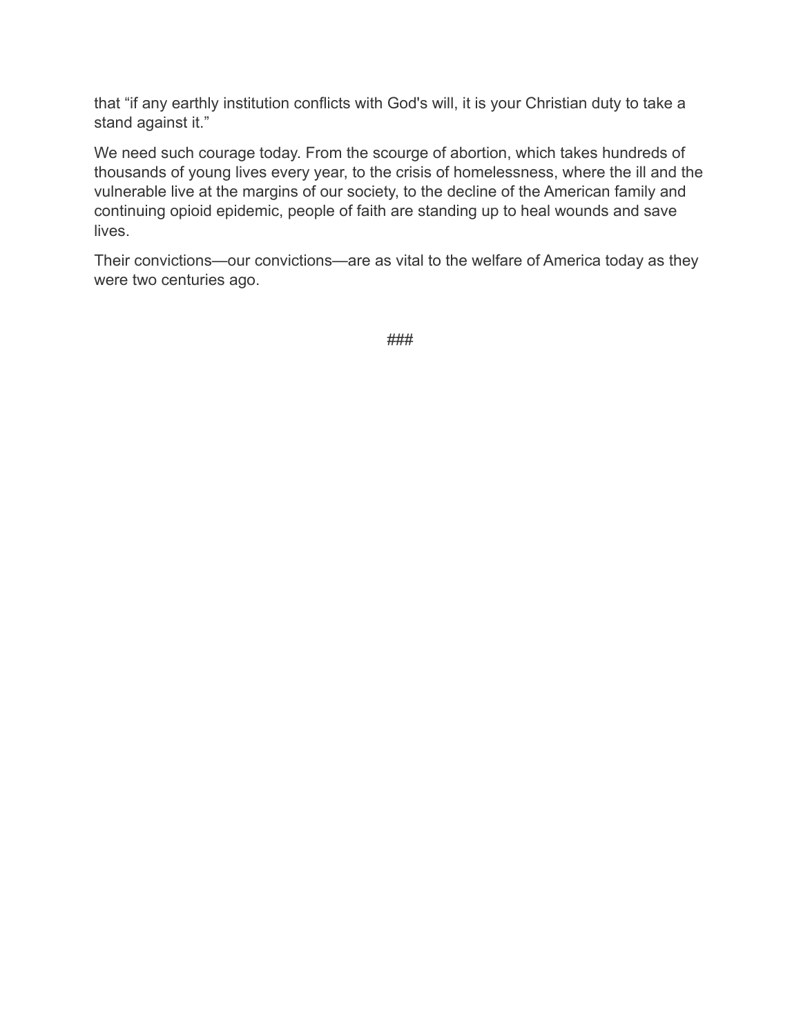that “if any earthly institution conflicts with God's will, it is your Christian duty to take a stand against it.”

We need such courage today. From the scourge of abortion, which takes hundreds of thousands of young lives every year, to the crisis of homelessness, where the ill and the vulnerable live at the margins of our society, to the decline of the American family and continuing opioid epidemic, people of faith are standing up to heal wounds and save lives.

Their convictions—our convictions—are as vital to the welfare of America today as they were two centuries ago.

###